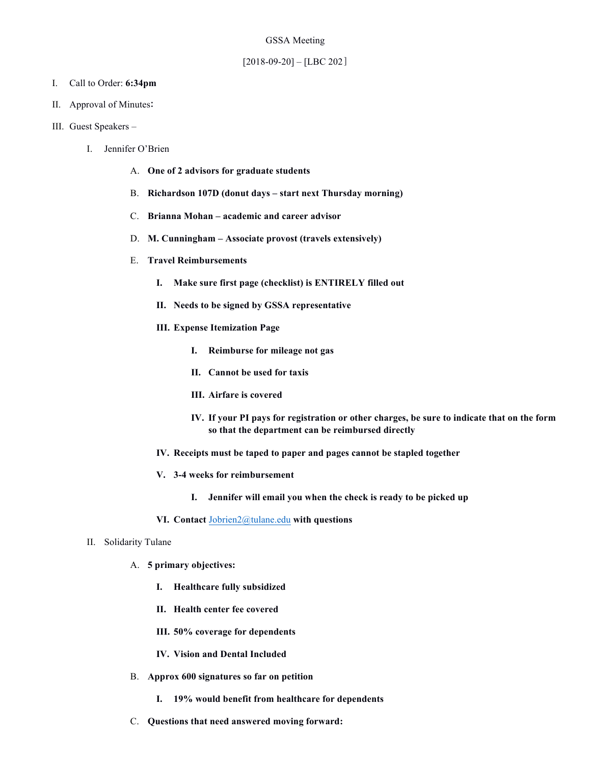GSSA Meeting

[2018-09-20] – [LBC 202]

I. Call to Order: **6:34pm**

II. Approval of Minutes:

III. Guest Speakers –

   I. Jennifer O'Brien

      A. **One of 2 advisors for graduate students**

      B. **Richardson 107D (donut days – start next Thursday morning)**

      C. **Brianna Mohan – academic and career advisor**

      D. **M. Cunningham – Associate provost (travels extensively)**

      E. **Travel Reimbursements**

         I. **Make sure first page (checklist) is ENTIRELY filled out**

         II. **Needs to be signed by GSSA representative**

         III. **Expense Itemization Page**

            I. **Reimburse for mileage not gas**

            II. **Cannot be used for taxis**

            III. **Airfare is covered**

            IV. **If your PI pays for registration or other charges, be sure to indicate that on the form so that the department can be reimbursed directly**

         IV. **Receipts must be taped to paper and pages cannot be stapled together**

         V. **3-4 weeks for reimbursement**

            I. **Jennifer will email you when the check is ready to be picked up**

         VI. **Contact** Jobrien2@tulane.edu **with questions**

   II. Solidarity Tulane

      A. **5 primary objectives:**

         I. **Healthcare fully subsidized**

         II. **Health center fee covered**

         III. **50% coverage for dependents**

         IV. **Vision and Dental Included**

      B. **Approx 600 signatures so far on petition**

         I. **19% would benefit from healthcare for dependents**

      C. **Questions that need answered moving forward:**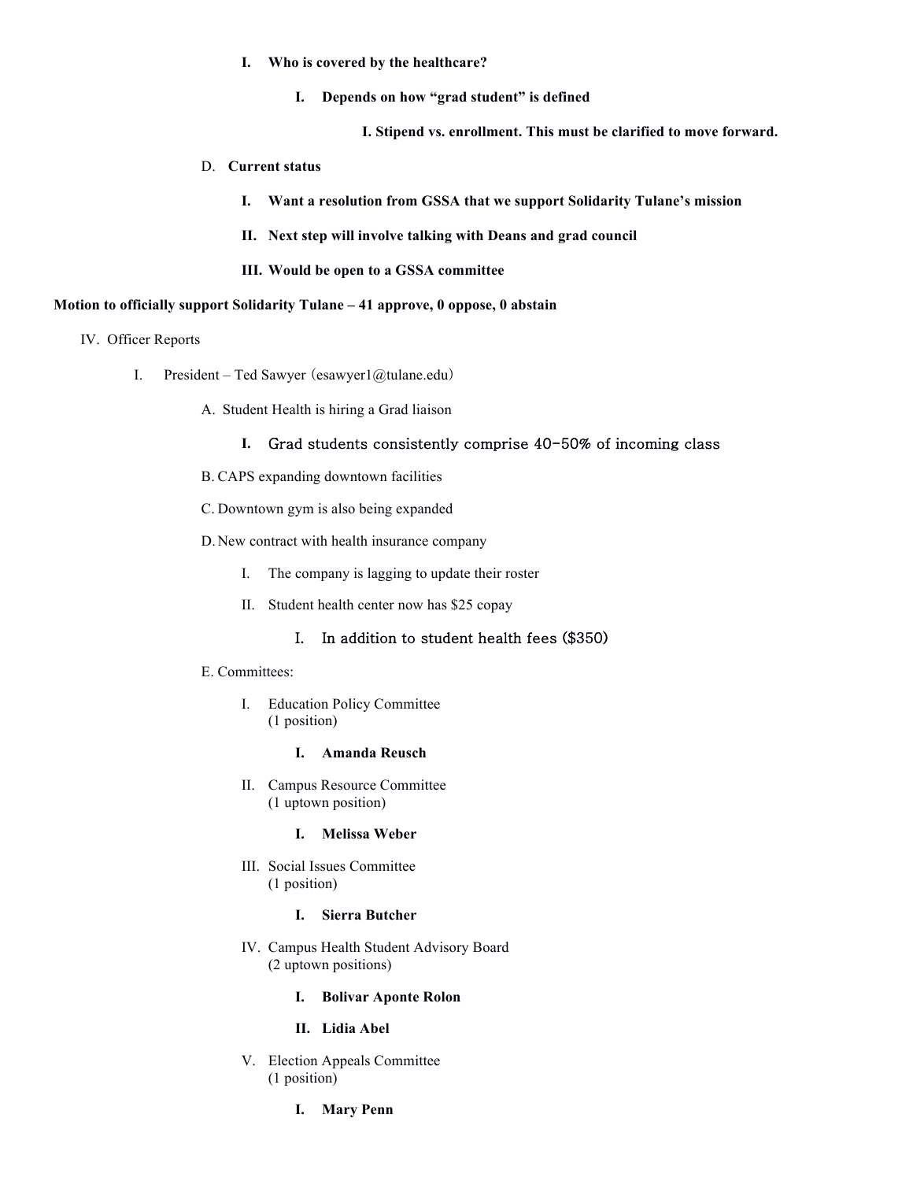- **I. Who is covered by the healthcare?**
  - **I. Depends on how "grad student" is defined**
    - **I. Stipend vs. enrollment. This must be clarified to move forward.**

D. **Current status**

- **I. Want a resolution from GSSA that we support Solidarity Tulane's mission**
- **II. Next step will involve talking with Deans and grad council**
- **III. Would be open to a GSSA committee**

**Motion to officially support Solidarity Tulane – 41 approve, 0 oppose, 0 abstain**

IV. Officer Reports

I. President – Ted Sawyer (esawyer1@tulane.edu)

A. Student Health is hiring a Grad liaison

- I. Grad students consistently comprise 40-50% of incoming class

B. CAPS expanding downtown facilities

C. Downtown gym is also being expanded

D. New contract with health insurance company

- I. The company is lagging to update their roster
- II. Student health center now has $25 copay
  - I. In addition to student health fees ($350)

E. Committees:

- I. Education Policy Committee (1 position)
  - **I. Amanda Reusch**
- II. Campus Resource Committee (1 uptown position)
  - **I. Melissa Weber**
- III. Social Issues Committee (1 position)
  - **I. Sierra Butcher**
- IV. Campus Health Student Advisory Board (2 uptown positions)
  - **I. Bolivar Aponte Rolon**
  - **II. Lidia Abel**
- V. Election Appeals Committee (1 position)
  - **I. Mary Penn**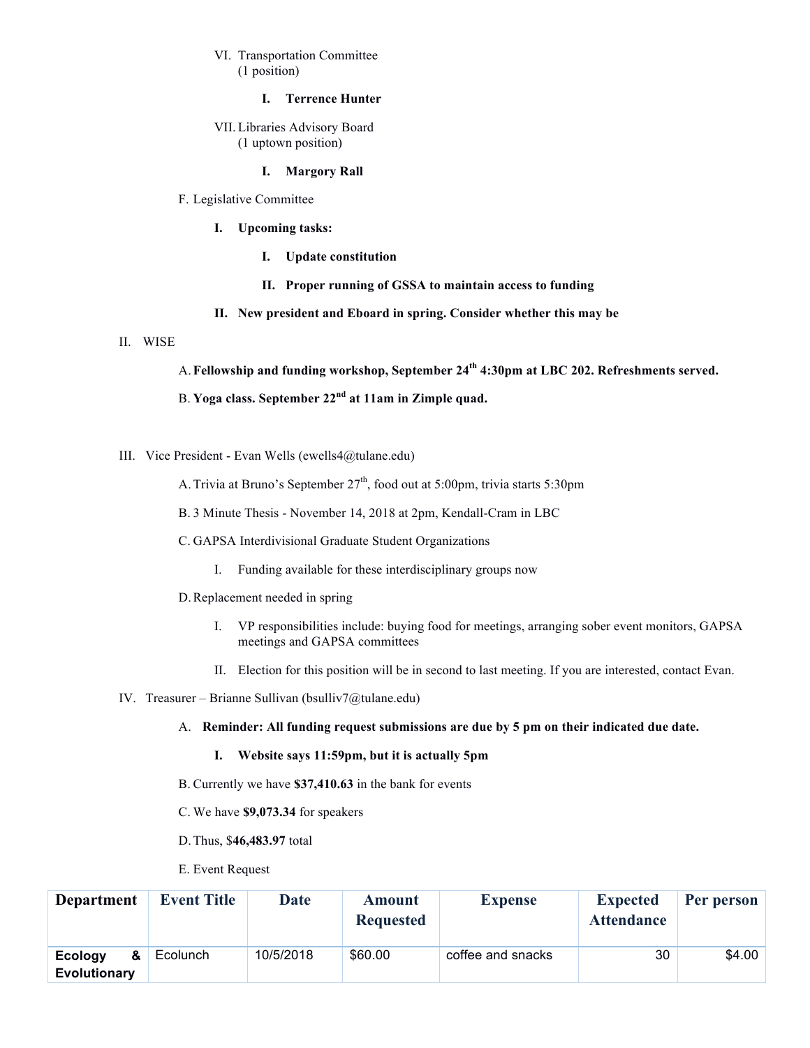VI. Transportation Committee
(1 position)

**I. Terrence Hunter**

VII. Libraries Advisory Board
(1 uptown position)

**I. Margory Rall**

F. Legislative Committee

**I. Upcoming tasks:**

**I. Update constitution**

**II. Proper running of GSSA to maintain access to funding**

**II. New president and Eboard in spring. Consider whether this may be**

II. WISE

A. **Fellowship and funding workshop, September 24th 4:30pm at LBC 202. Refreshments served.**

B. **Yoga class. September 22nd at 11am in Zimple quad.**

III. Vice President - Evan Wells (ewells4@tulane.edu)

A. Trivia at Bruno's September 27th, food out at 5:00pm, trivia starts 5:30pm

B. 3 Minute Thesis - November 14, 2018 at 2pm, Kendall-Cram in LBC

C. GAPSA Interdivisional Graduate Student Organizations

I. Funding available for these interdisciplinary groups now

D. Replacement needed in spring

I. VP responsibilities include: buying food for meetings, arranging sober event monitors, GAPSA meetings and GAPSA committees

II. Election for this position will be in second to last meeting. If you are interested, contact Evan.

IV. Treasurer – Brianne Sullivan (bsulliv7@tulane.edu)

A. **Reminder: All funding request submissions are due by 5 pm on their indicated due date.**

**I. Website says 11:59pm, but it is actually 5pm**

B. Currently we have **$37,410.63** in the bank for events

C. We have **$9,073.34** for speakers

D. Thus, $**46,483.97** total

E. Event Request

| Department | Event Title | Date | Amount Requested | Expense | Expected Attendance | Per person |
|---|---|---|---|---|---|---|
| **Ecology & Evolutionary** | Ecolunch | 10/5/2018 | $60.00 | coffee and snacks | 30 | $4.00 |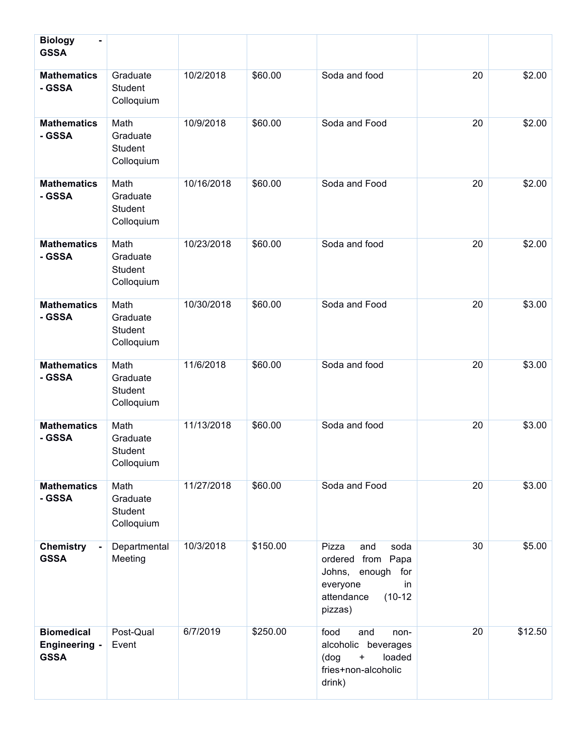| | | | | | | |
|---|---|---|---|---|---|---|
| **Biology - GSSA** | | | | | | |
| **Mathematics - GSSA** | Graduate Student Colloquium | 10/2/2018 | $60.00 | Soda and food | 20 | $2.00 |
| **Mathematics - GSSA** | Math Graduate Student Colloquium | 10/9/2018 | $60.00 | Soda and Food | 20 | $2.00 |
| **Mathematics - GSSA** | Math Graduate Student Colloquium | 10/16/2018 | $60.00 | Soda and Food | 20 | $2.00 |
| **Mathematics - GSSA** | Math Graduate Student Colloquium | 10/23/2018 | $60.00 | Soda and food | 20 | $2.00 |
| **Mathematics - GSSA** | Math Graduate Student Colloquium | 10/30/2018 | $60.00 | Soda and Food | 20 | $3.00 |
| **Mathematics - GSSA** | Math Graduate Student Colloquium | 11/6/2018 | $60.00 | Soda and food | 20 | $3.00 |
| **Mathematics - GSSA** | Math Graduate Student Colloquium | 11/13/2018 | $60.00 | Soda and food | 20 | $3.00 |
| **Mathematics - GSSA** | Math Graduate Student Colloquium | 11/27/2018 | $60.00 | Soda and Food | 20 | $3.00 |
| **Chemistry - GSSA** | Departmental Meeting | 10/3/2018 | $150.00 | Pizza and soda ordered from Papa Johns, enough for everyone in attendance (10-12 pizzas) | 30 | $5.00 |
| **Biomedical Engineering - GSSA** | Post-Qual Event | 6/7/2019 | $250.00 | food and non-alcoholic beverages (dog + loaded fries+non-alcoholic drink) | 20 | $12.50 |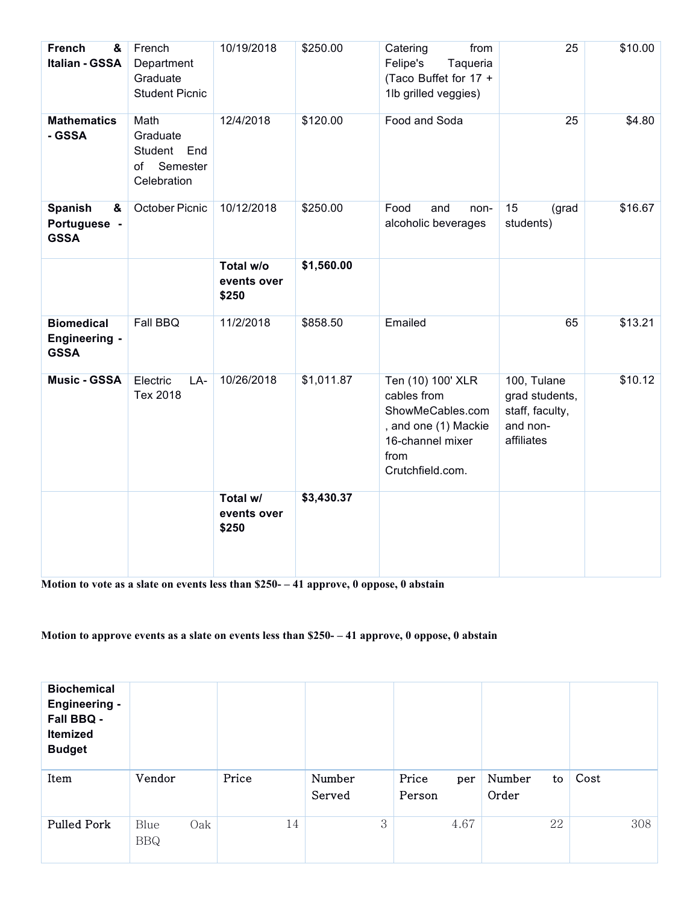| French & Italian - GSSA | French Department Graduate Student Picnic | 10/19/2018 | $250.00 | Catering from Felipe's Taqueria (Taco Buffet for 17 + 1lb grilled veggies) | 25 | $10.00 |
|---|---|---|---|---|---|---|
| **Mathematics - GSSA** | Math Graduate Student End of Semester Celebration | 12/4/2018 | $120.00 | Food and Soda | 25 | $4.80 |
| **Spanish & Portuguese - GSSA** | October Picnic | 10/12/2018 | $250.00 | Food and non-alcoholic beverages | 15 (grad students) | $16.67 |
| | | **Total w/o events over $250** | **$1,560.00** | | | |
| **Biomedical Engineering - GSSA** | Fall BBQ | 11/2/2018 | $858.50 | Emailed | 65 | $13.21 |
| **Music - GSSA** | Electric LA-Tex 2018 | 10/26/2018 | $1,011.87 | Ten (10) 100' XLR cables from ShowMeCables.com, and one (1) Mackie 16-channel mixer from Crutchfield.com. | 100, Tulane grad students, staff, faculty, and non-affiliates | $10.12 |
| | | **Total w/ events over $250** | **$3,430.37** | | | |

**Motion to vote as a slate on events less than $250- – 41 approve, 0 oppose, 0 abstain**

**Motion to approve events as a slate on events less than $250- – 41 approve, 0 oppose, 0 abstain**

| **Biochemical Engineering - Fall BBQ - Itemized Budget** | | | | | | |
|---|---|---|---|---|---|---|
| Item | Vendor | Price | Number Served | Price per Person | Number to Order | Cost |
| Pulled Pork | Blue Oak BBQ | 14 | 3 | 4.67 | 22 | 308 |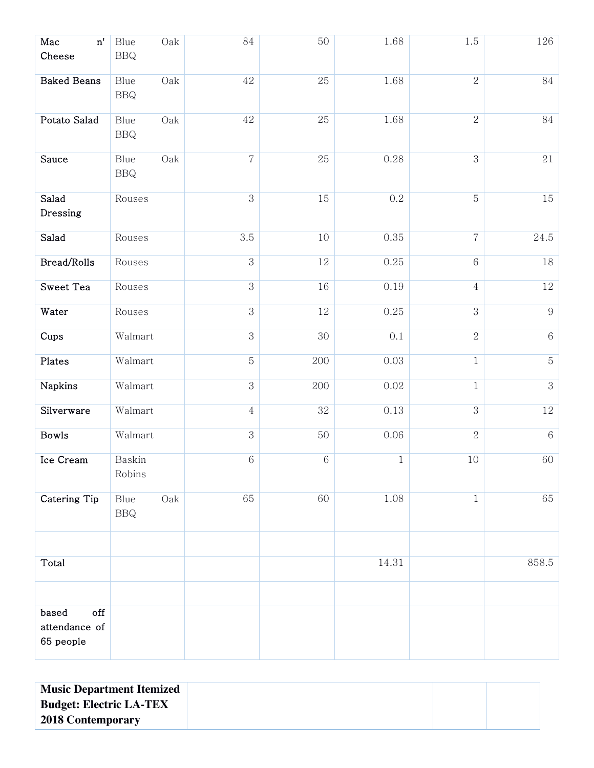| | | | | | | |
|---|---|---|---|---|---|---|
| Mac n' Cheese | Blue Oak BBQ | 84 | 50 | 1.68 | 1.5 | 126 |
| Baked Beans | Blue Oak BBQ | 42 | 25 | 1.68 | 2 | 84 |
| Potato Salad | Blue Oak BBQ | 42 | 25 | 1.68 | 2 | 84 |
| Sauce | Blue Oak BBQ | 7 | 25 | 0.28 | 3 | 21 |
| Salad Dressing | Rouses | 3 | 15 | 0.2 | 5 | 15 |
| Salad | Rouses | 3.5 | 10 | 0.35 | 7 | 24.5 |
| Bread/Rolls | Rouses | 3 | 12 | 0.25 | 6 | 18 |
| Sweet Tea | Rouses | 3 | 16 | 0.19 | 4 | 12 |
| Water | Rouses | 3 | 12 | 0.25 | 3 | 9 |
| Cups | Walmart | 3 | 30 | 0.1 | 2 | 6 |
| Plates | Walmart | 5 | 200 | 0.03 | 1 | 5 |
| Napkins | Walmart | 3 | 200 | 0.02 | 1 | 3 |
| Silverware | Walmart | 4 | 32 | 0.13 | 3 | 12 |
| Bowls | Walmart | 3 | 50 | 0.06 | 2 | 6 |
| Ice Cream | Baskin Robins | 6 | 6 | 1 | 10 | 60 |
| Catering Tip | Blue Oak BBQ | 65 | 60 | 1.08 | 1 | 65 |
| | | | | | | |
| Total | | | | 14.31 | | 858.5 |
| | | | | | | |
| based off attendance of 65 people | | | | | | |

| **Music Department Itemized Budget: Electric LA-TEX 2018 Contemporary** | | | |
|---|---|---|---|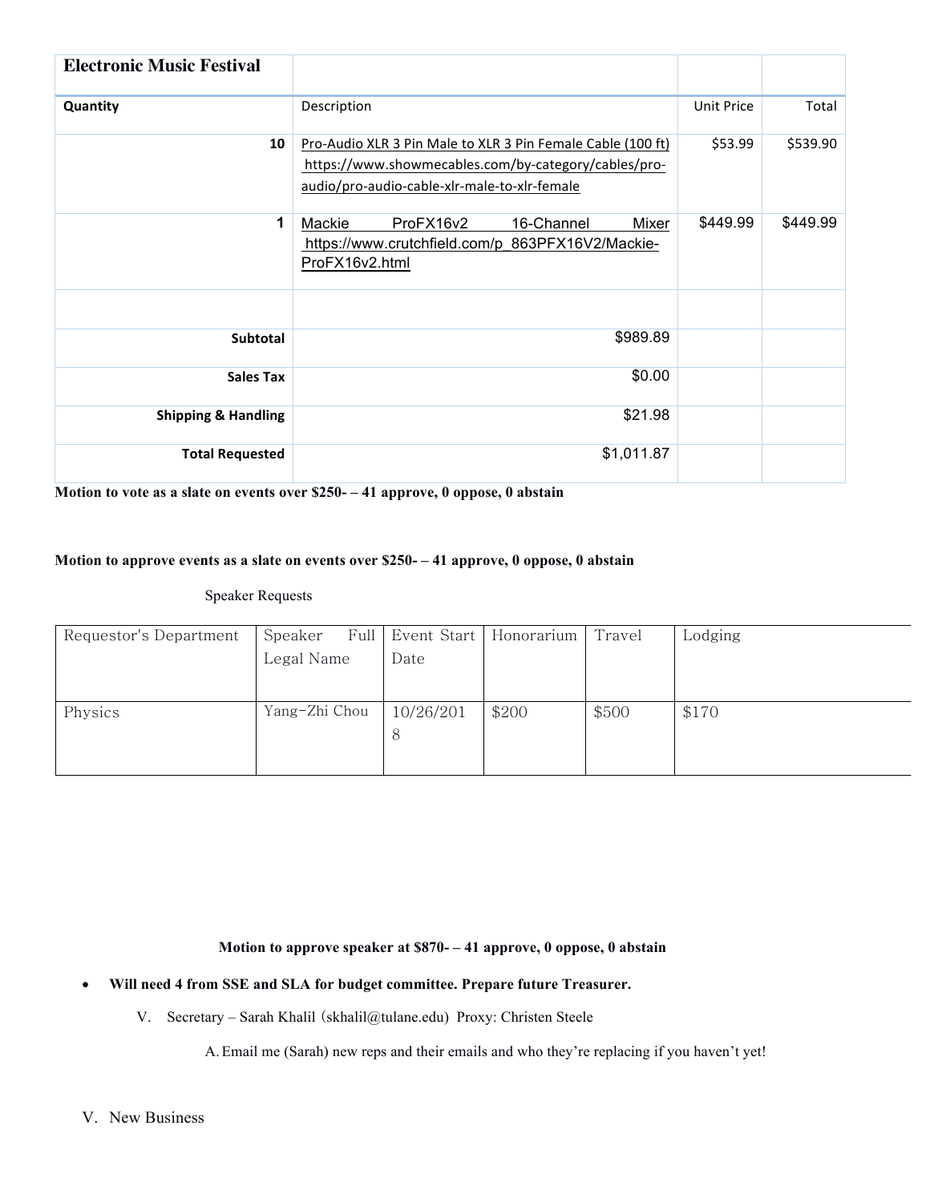| **Electronic Music Festival** | | | |
|---|---|---|---|
| **Quantity** | Description | Unit Price | Total |
| **10** | Pro-Audio XLR 3 Pin Male to XLR 3 Pin Female Cable (100 ft) https://www.showmecables.com/by-category/cables/pro-audio/pro-audio-cable-xlr-male-to-xlr-female | $53.99 | $539.90 |
| **1** | Mackie ProFX16v2 16-Channel Mixer https://www.crutchfield.com/p_863PFX16V2/Mackie-ProFX16v2.html | $449.99 | $449.99 |
| | | | |
| **Subtotal** | $989.89 | | |
| **Sales Tax** | $0.00 | | |
| **Shipping & Handling** | $21.98 | | |
| **Total Requested** | $1,011.87 | | |

**Motion to vote as a slate on events over $250- – 41 approve, 0 oppose, 0 abstain**

**Motion to approve events as a slate on events over $250- – 41 approve, 0 oppose, 0 abstain**

Speaker Requests

| Requestor's Department | Speaker Full Legal Name | Event Start Date | Honorarium | Travel | Lodging |
|---|---|---|---|---|---|
| Physics | Yang-Zhi Chou | 10/26/2018 | $200 | $500 | $170 |

**Motion to approve speaker at $870- – 41 approve, 0 oppose, 0 abstain**

- **Will need 4 from SSE and SLA for budget committee. Prepare future Treasurer.**

V. Secretary – Sarah Khalil (skhalil@tulane.edu) Proxy: Christen Steele

A. Email me (Sarah) new reps and their emails and who they're replacing if you haven't yet!

V. New Business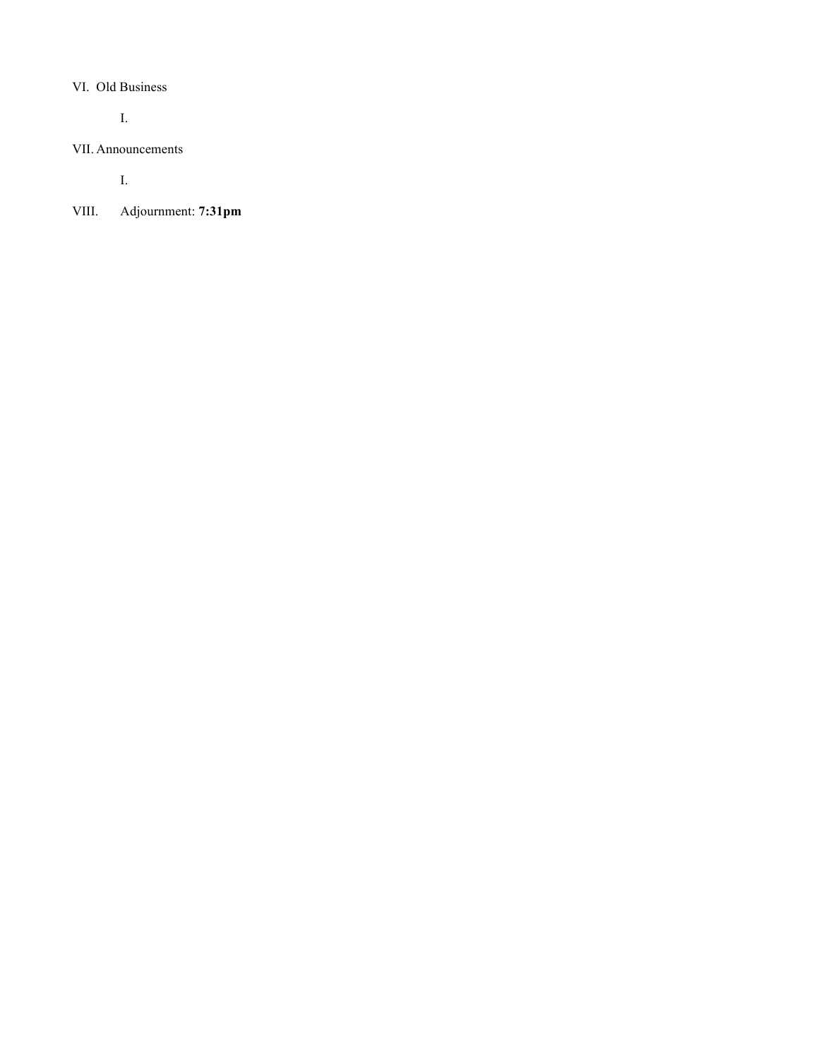VI. Old Business

    I.

VII. Announcements

    I.

VIII. Adjournment: **7:31pm**